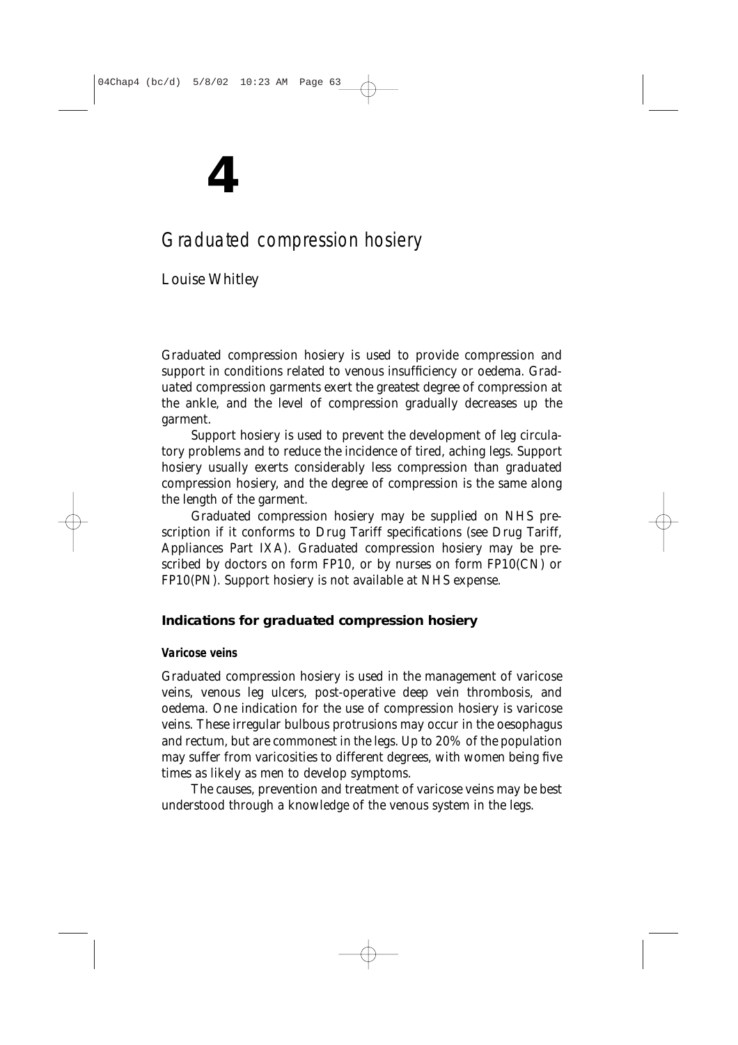# 4

## *Graduated compression hosiery*

Louise Whitley

Graduated compression hosiery is used to provide compression and support in conditions related to venous insufficiency or oedema. Graduated compression garments exert the greatest degree of compression at the ankle, and the level of compression gradually decreases up the garment.

Support hosiery is used to prevent the development of leg circulatory problems and to reduce the incidence of tired, aching legs. Support hosiery usually exerts considerably less compression than graduated compression hosiery, and the degree of compression is the same along the length of the garment.

Graduated compression hosiery may be supplied on NHS prescription if it conforms to Drug Tariff specifications (see Drug Tariff, Appliances Part IXA). Graduated compression hosiery may be prescribed by doctors on form FP10, or by nurses on form FP10(CN) or FP10(PN). Support hosiery is not available at NHS expense.

### Indications for graduated compression hosiery

#### *Varicose veins*

Graduated compression hosiery is used in the management of varicose veins, venous leg ulcers, post-operative deep vein thrombosis, and oedema. One indication for the use of compression hosiery is varicose veins. These irregular bulbous protrusions may occur in the oesophagus and rectum, but are commonest in the legs. Up to 20% of the population may suffer from varicosities to different degrees, with women being five times as likely as men to develop symptoms.

The causes, prevention and treatment of varicose veins may be best understood through a knowledge of the venous system in the legs.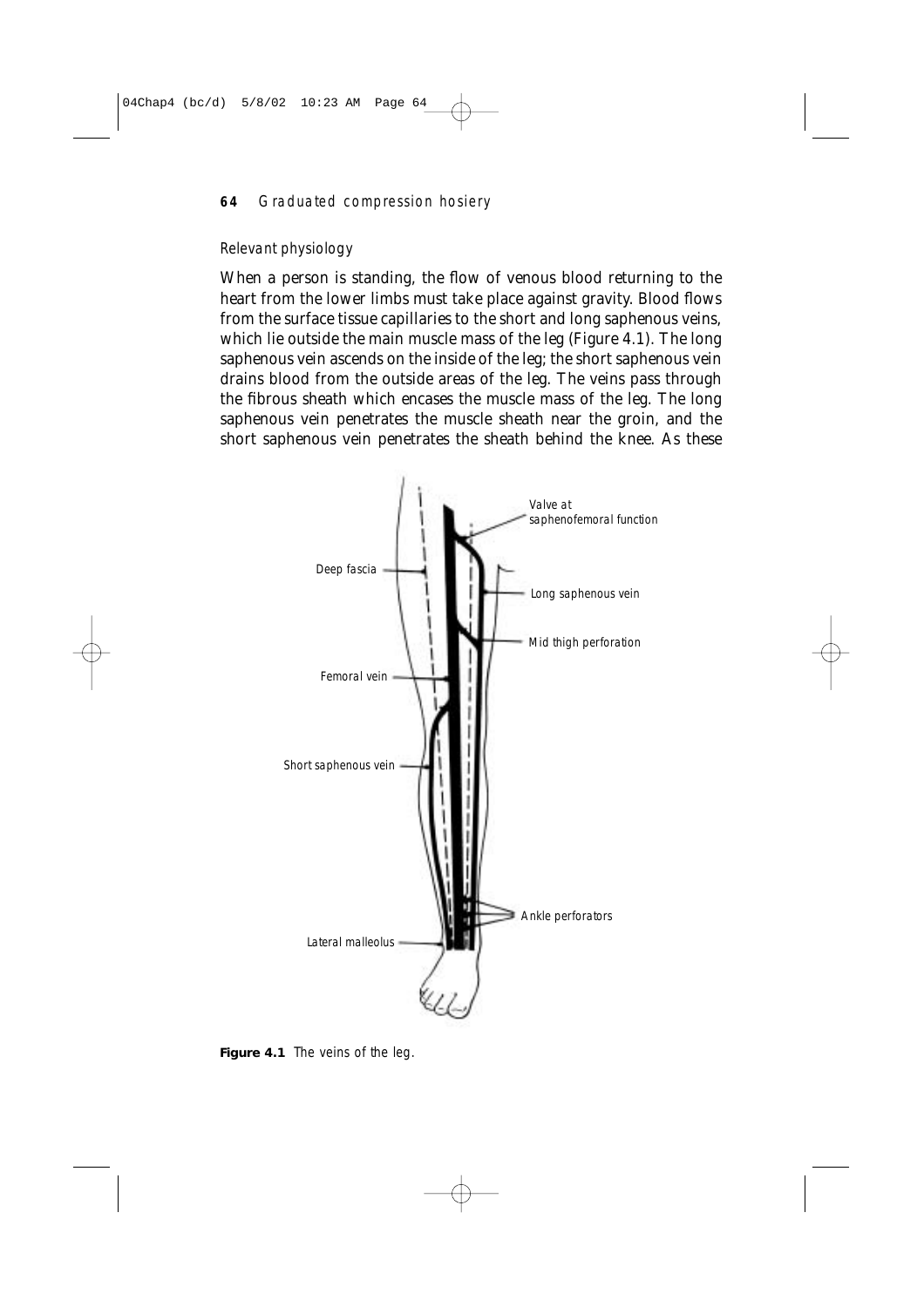### Relevant physiology

When a person is standing, the flow of venous blood returning to the heart from the lower limbs must take place against gravity. Blood flows from the surface tissue capillaries to the short and long saphenous veins, which lie outside the main muscle mass of the leg (Figure 4.1). The long saphenous vein ascends on the inside of the leg; the short saphenous vein drains blood from the outside areas of the leg. The veins pass through the fibrous sheath which encases the muscle mass of the leg. The long saphenous vein penetrates the muscle sheath near the groin, and the short saphenous vein penetrates the sheath behind the knee. As these

**Figure 4.1** The veins of the leg.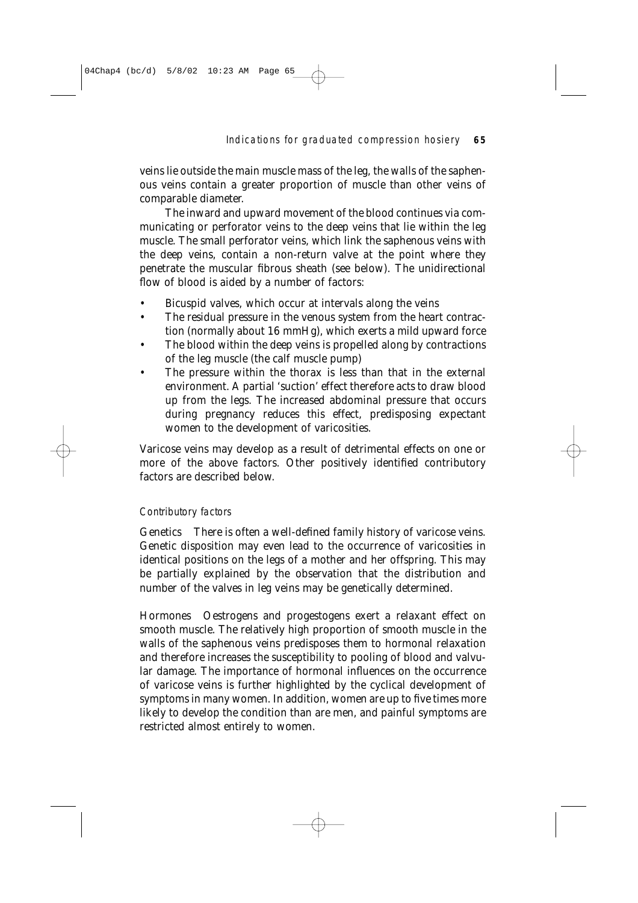veins lie outside the main muscle mass of the leg, the walls of the saphenous veins contain a greater proportion of muscle than other veins of comparable diameter.

The inward and upward movement of the blood continues via communicating or perforator veins to the deep veins that lie within the leg muscle. The small perforator veins, which link the saphenous veins with the deep veins, contain a non-return valve at the point where they penetrate the muscular fibrous sheath (see below). The unidirectional flow of blood is aided by a number of factors:

- Bicuspid valves, which occur at intervals along the veins
- The residual pressure in the venous system from the heart contraction (normally about 16 mmHg), which exerts a mild upward force
- The blood within the deep veins is propelled along by contractions of the leg muscle (the calf muscle pump)
- The pressure within the thorax is less than that in the external environment. A partial 'suction' effect therefore acts to draw blood up from the legs. The increased abdominal pressure that occurs during pregnancy reduces this effect, predisposing expectant women to the development of varicosities.

Varicose veins may develop as a result of detrimental effects on one or more of the above factors. Other positively identified contributory factors are described below.

#### *Contributory factors*

Genetics There is often a well-defined family history of varicose veins. Genetic disposition may even lead to the occurrence of varicosities in identical positions on the legs of a mother and her offspring. This may be partially explained by the observation that the distribution and number of the valves in leg veins may be genetically determined.

Hormones Oestrogens and progestogens exert a relaxant effect on smooth muscle. The relatively high proportion of smooth muscle in the walls of the saphenous veins predisposes them to hormonal relaxation and therefore increases the susceptibility to pooling of blood and valvular damage. The importance of hormonal influences on the occurrence of varicose veins is further highlighted by the cyclical development of symptoms in many women. In addition, women are up to five times more likely to develop the condition than are men, and painful symptoms are restricted almost entirely to women.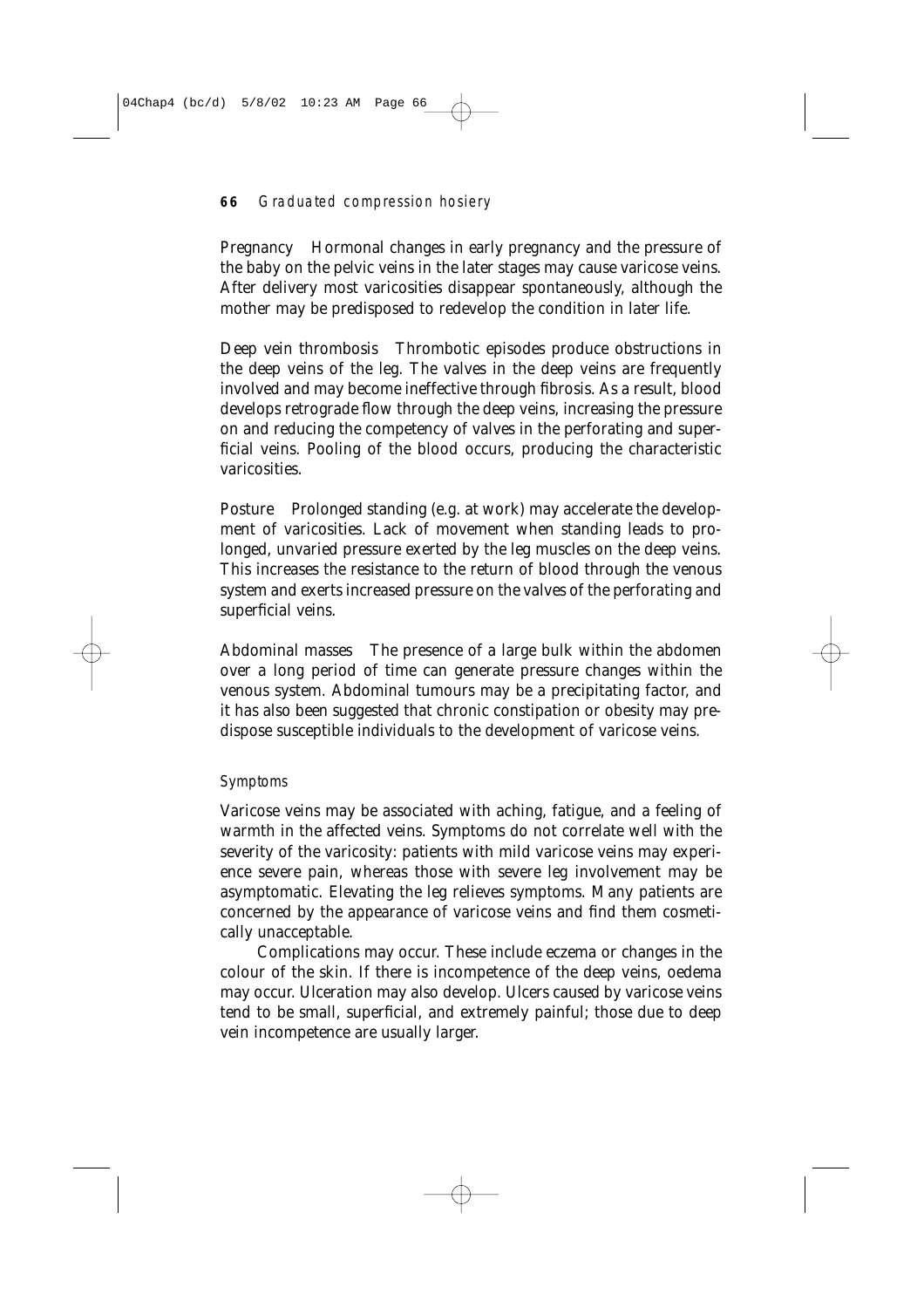Pregnancy Hormonal changes in early pregnancy and the pressure of the baby on the pelvic veins in the later stages may cause varicose veins. After delivery most varicosities disappear spontaneously, although the mother may be predisposed to redevelop the condition in later life.

Deep vein thrombosis Thrombotic episodes produce obstructions in the deep veins of the leg. The valves in the deep veins are frequently involved and may become ineffective through fibrosis. As a result, blood develops retrograde flow through the deep veins, increasing the pressure on and reducing the competency of valves in the perforating and superficial veins. Pooling of the blood occurs, producing the characteristic varicosities.

Posture Prolonged standing (e.g. at work) may accelerate the development of varicosities. Lack of movement when standing leads to prolonged, unvaried pressure exerted by the leg muscles on the deep veins. This increases the resistance to the return of blood through the venous system and exerts increased pressure on the valves of the perforating and superficial veins.

Abdominal masses The presence of a large bulk within the abdomen over a long period of time can generate pressure changes within the venous system. Abdominal tumours may be a precipitating factor, and it has also been suggested that chronic constipation or obesity may predispose susceptible individuals to the development of varicose veins.

#### *Symptoms*

Varicose veins may be associated with aching, fatigue, and a feeling of warmth in the affected veins. Symptoms do not correlate well with the severity of the varicosity: patients with mild varicose veins may experience severe pain, whereas those with severe leg involvement may be asymptomatic. Elevating the leg relieves symptoms. Many patients are concerned by the appearance of varicose veins and find them cosmetically unacceptable.

Complications may occur. These include eczema or changes in the colour of the skin. If there is incompetence of the deep veins, oedema may occur. Ulceration may also develop. Ulcers caused by varicose veins tend to be small, superficial, and extremely painful; those due to deep vein incompetence are usually larger.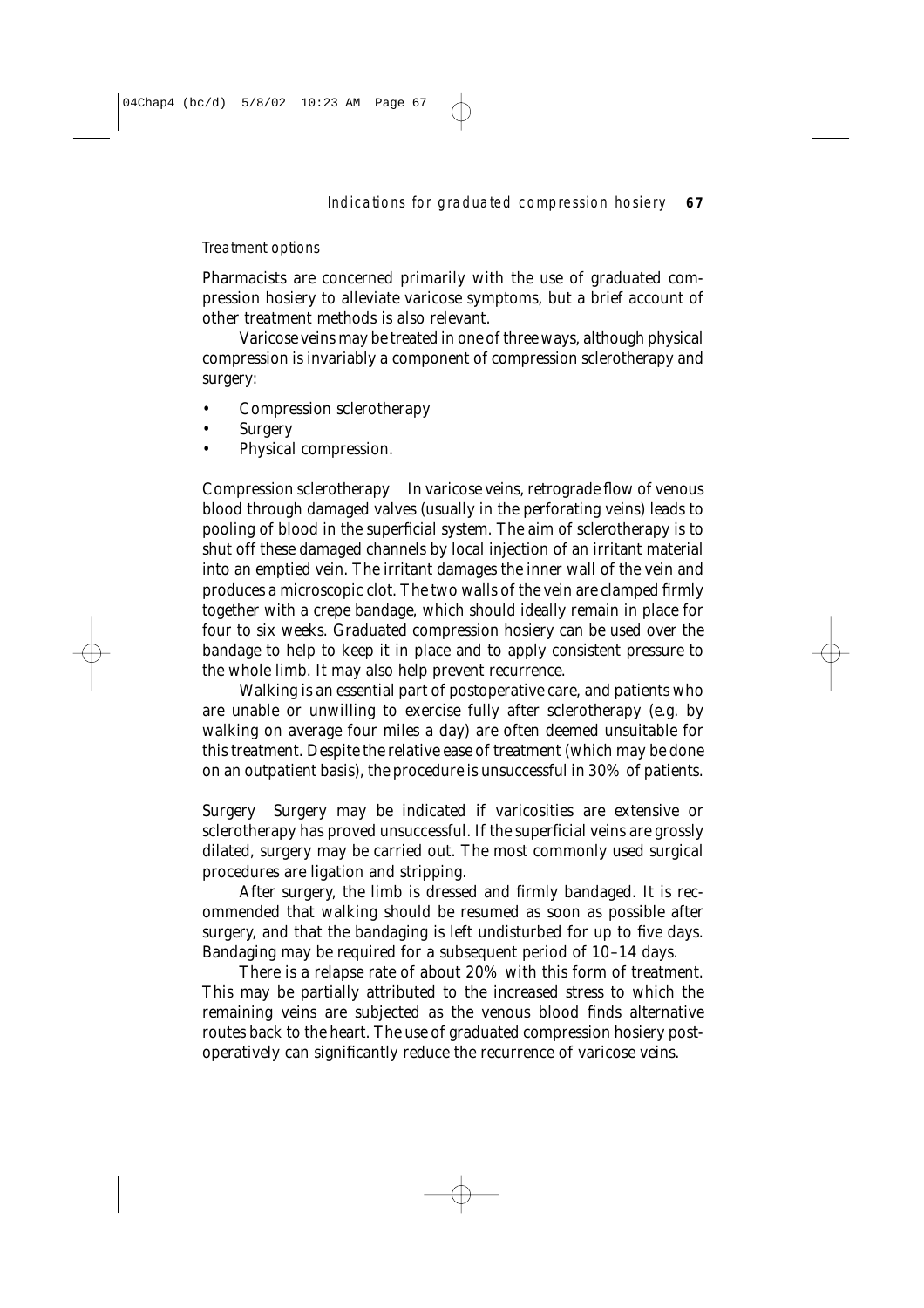*Treatment options*

Pharmacists are concerned primarily with the use of graduated compression hosiery to alleviate varicose symptoms, but a brief account of other treatment methods is also relevant.

Varicose veins may be treated in one of three ways, although physical compression is invariably a component of compression sclerotherapy and surgery:

- Compression sclerotherapy
- Surgery
- Physical compression.

*Compression sclerotherapy* In varicose veins, retrograde flow of venous blood through damaged valves (usually in the perforating veins) leads to pooling of blood in the superficial system. The aim of sclerotherapy is to shut off these damaged channels by local injection of an irritant material into an emptied vein. The irritant damages the inner wall of the vein and produces a microscopic clot. The two walls of the vein are clamped firmly together with a crepe bandage, which should ideally remain in place for four to six weeks. Graduated compression hosiery can be used over the bandage to help to keep it in place and to apply consistent pressure to the whole limb. It may also help prevent recurrence.

Walking is an essential part of postoperative care, and patients who are unable or unwilling to exercise fully after sclerotherapy (e.g. by walking on average four miles a day) are often deemed unsuitable for this treatment. Despite the relative ease of treatment (which may be done on an outpatient basis), the procedure is unsuccessful in 30% of patients.

*Surgery* Surgery may be indicated if varicosities are extensive or sclerotherapy has proved unsuccessful. If the superficial veins are grossly dilated, surgery may be carried out. The most commonly used surgical procedures are ligation and stripping.

After surgery, the limb is dressed and firmly bandaged. It is recommended that walking should be resumed as soon as possible after surgery, and that the bandaging is left undisturbed for up to five days. Bandaging may be required for a subsequent period of 10–14 days.

There is a relapse rate of about 20% with this form of treatment. This may be partially attributed to the increased stress to which the remaining veins are subjected as the venous blood finds alternative routes back to the heart. The use of graduated compression hosiery postoperatively can significantly reduce the recurrence of varicose veins.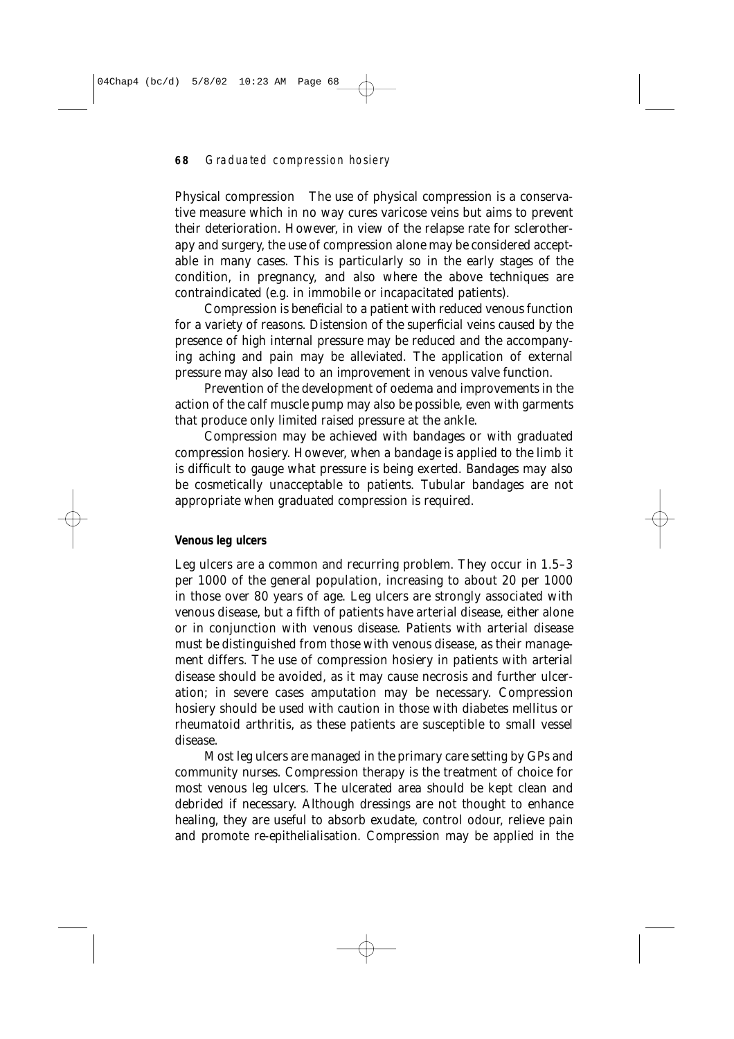*Physical compression* The use of physical compression is a conservative measure which in no way cures varicose veins but aims to prevent their deterioration. However, in view of the relapse rate for sclerotherapy and surgery, the use of compression alone may be considered acceptable in many cases. This is particularly so in the early stages of the condition, in pregnancy, and also where the above techniques are contraindicated (e.g. in immobile or incapacitated patients).

Compression is beneficial to a patient with reduced venous function for a variety of reasons. Distension of the superficial veins caused by the presence of high internal pressure may be reduced and the accompanying aching and pain may be alleviated. The application of external pressure may also lead to an improvement in venous valve function.

Prevention of the development of oedema and improvements in the action of the calf muscle pump may also be possible, even with garments that produce only limited raised pressure at the ankle.

Compression may be achieved with bandages or with graduated compression hosiery. However, when a bandage is applied to the limb it is difficult to gauge what pressure is being exerted. Bandages may also be cosmetically unacceptable to patients. Tubular bandages are not appropriate when graduated compression is required.

### Venous leg ulcers

Leg ulcers are a common and recurring problem. They occur in 1.5–3 per 1000 of the general population, increasing to about 20 per 1000 in those over 80 years of age. Leg ulcers are strongly associated with venous disease, but a fifth of patients have arterial disease, either alone or in conjunction with venous disease. Patients with arterial disease must be distinguished from those with venous disease, as their management differs. The use of compression hosiery in patients with arterial disease should be avoided, as it may cause necrosis and further ulceration; in severe cases amputation may be necessary. Compression hosiery should be used with caution in those with diabetes mellitus or rheumatoid arthritis, as these patients are susceptible to small vessel disease.

Most leg ulcers are managed in the primary care setting by GPs and community nurses. Compression therapy is the treatment of choice for most venous leg ulcers. The ulcerated area should be kept clean and debrided if necessary. Although dressings are not thought to enhance healing, they are useful to absorb exudate, control odour, relieve pain and promote re-epithelialisation. Compression may be applied in the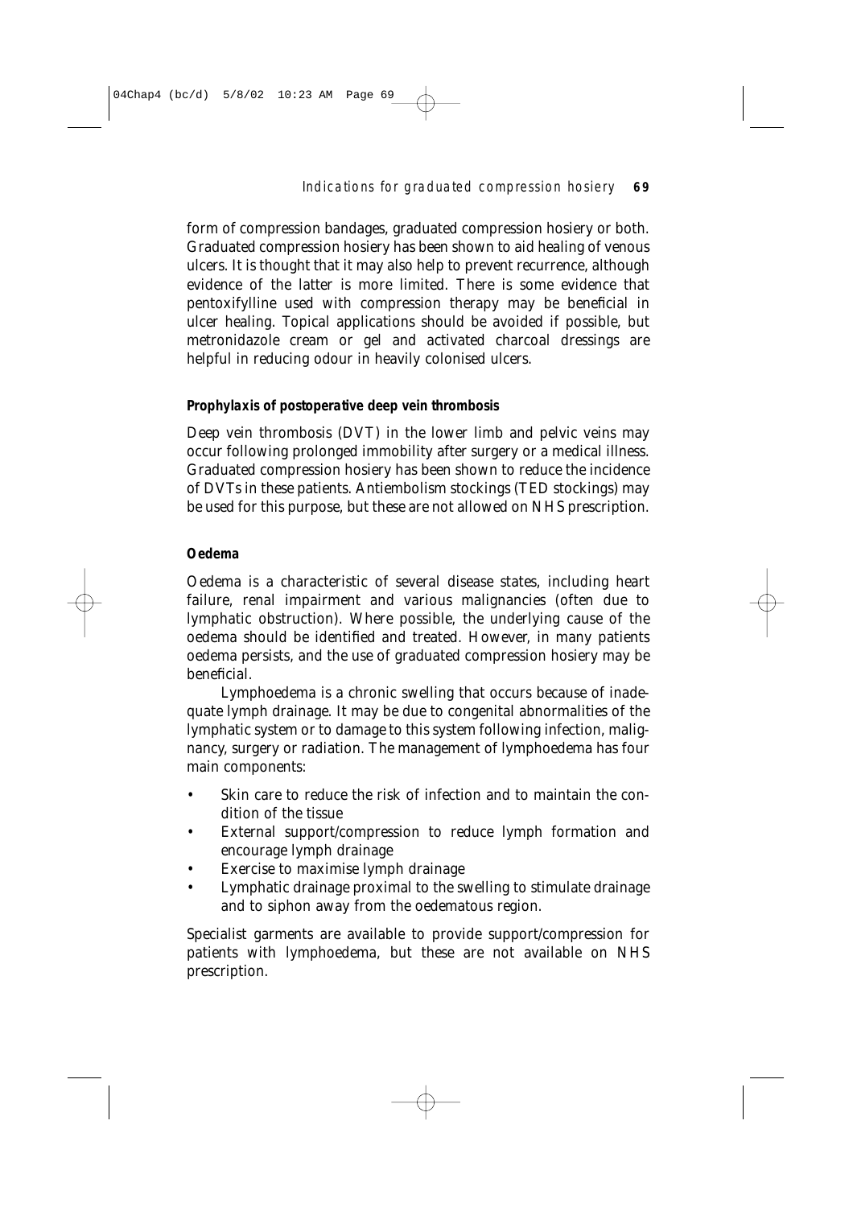form of compression bandages, graduated compression hosiery or both. Graduated compression hosiery has been shown to aid healing of venous ulcers. It is thought that it may also help to prevent recurrence, although evidence of the latter is more limited. There is some evidence that pentoxifylline used with compression therapy may be beneficial in ulcer healing. Topical applications should be avoided if possible, but metronidazole cream or gel and activated charcoal dressings are helpful in reducing odour in heavily colonised ulcers.

### Prophylaxis of postoperative deep vein thrombosis

Deep vein thrombosis (DVT) in the lower limb and pelvic veins may occur following prolonged immobility after surgery or a medical illness. Graduated compression hosiery has been shown to reduce the incidence of DVTs in these patients. Antiembolism stockings (TED stockings) may be used for this purpose, but these are not allowed on NHS prescription.

### Oedema

Oedema is a characteristic of several disease states, including heart failure, renal impairment and various malignancies (often due to lymphatic obstruction). Where possible, the underlying cause of the oedema should be identified and treated. However, in many patients oedema persists, and the use of graduated compression hosiery may be beneficial.

Lymphoedema is a chronic swelling that occurs because of inadequate lymph drainage. It may be due to congenital abnormalities of the lymphatic system or to damage to this system following infection, malignancy, surgery or radiation. The management of lymphoedema has four main components:

- Skin care to reduce the risk of infection and to maintain the condition of the tissue
- External support/compression to reduce lymph formation and encourage lymph drainage
- Exercise to maximise lymph drainage
- Lymphatic drainage proximal to the swelling to stimulate drainage and to siphon away from the oedematous region.

Specialist garments are available to provide support/compression for patients with lymphoedema, but these are not available on NHS prescription.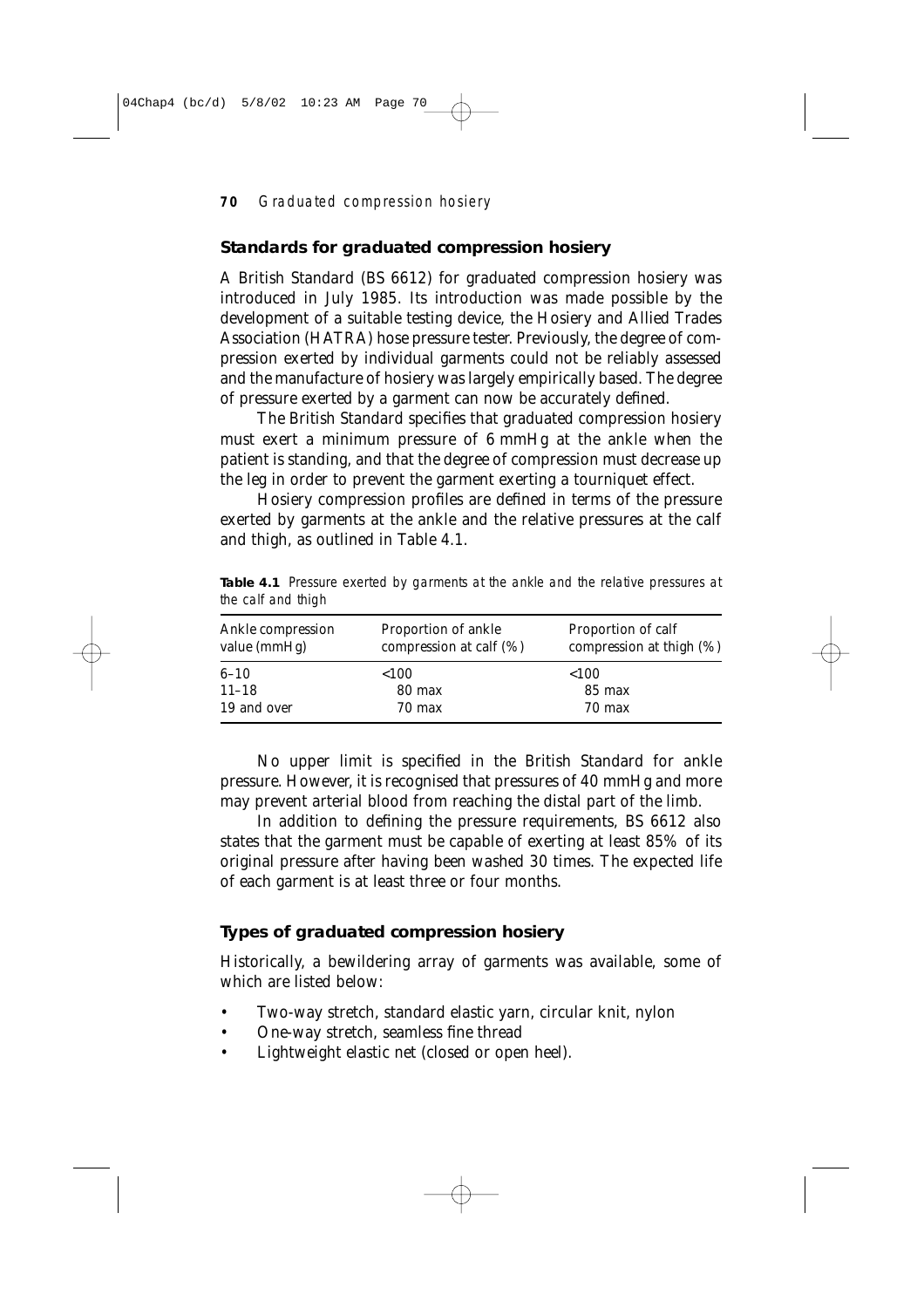## Standards for graduated compression hosiery

A British Standard (BS 6612) for graduated compression hosiery was introduced in July 1985. Its introduction was made possible by the development of a suitable testing device, the Hosiery and Allied Trades Association (HATRA) hose pressure tester. Previously, the degree of compression exerted by individual garments could not be reliably assessed and the manufacture of hosiery was largely empirically based. The degree of pressure exerted by a garment can now be accurately defined.

The British Standard specifies that graduated compression hosiery must exert a minimum pressure of 6 mmHg at the ankle when the patient is standing, and that the degree of compression must decrease up the leg in order to prevent the garment exerting a tourniquet effect.

Hosiery compression profiles are defined in terms of the pressure exerted by garments at the ankle and the relative pressures at the calf and thigh, as outlined in Table 4.1.

**Table 4.1** *Pressure exerted by garments at the ankle and the relative pressures at the calf and thigh*

| Ankle compression value (mmHg) | Proportion of ankle compression at calf (%) | Proportion of calf compression at thigh (%) |
|---|---|---|
| 6–10 | <100 | <100 |
| 11–18 | 80 max | 85 max |
| 19 and over | 70 max | 70 max |

No upper limit is specified in the British Standard for ankle pressure. However, it is recognised that pressures of 40 mmHg and more may prevent arterial blood from reaching the distal part of the limb.

In addition to defining the pressure requirements, BS 6612 also states that the garment must be capable of exerting at least 85% of its original pressure after having been washed 30 times. The expected life of each garment is at least three or four months.

## Types of graduated compression hosiery

Historically, a bewildering array of garments was available, some of which are listed below:

- Two-way stretch, standard elastic yarn, circular knit, nylon
- One-way stretch, seamless fine thread
- Lightweight elastic net (closed or open heel).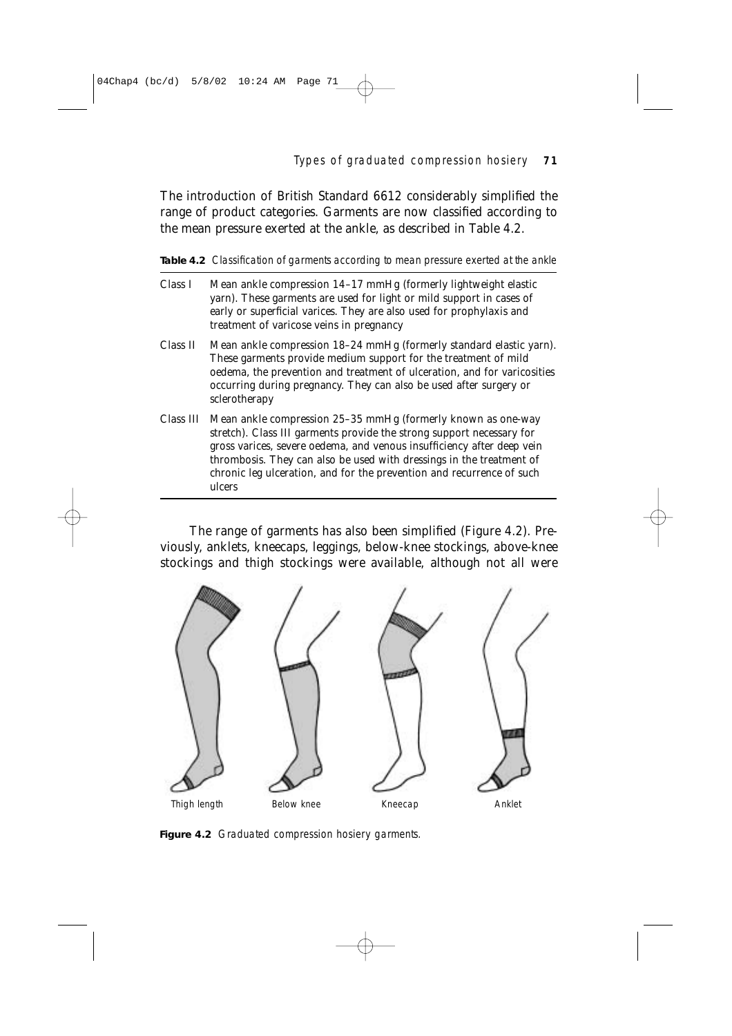The introduction of British Standard 6612 considerably simplified the range of product categories. Garments are now classified according to the mean pressure exerted at the ankle, as described in Table 4.2.

**Table 4.2** *Classification of garments according to mean pressure exerted at the ankle*

| | |
|---|---|
| Class I | Mean ankle compression 14–17 mmHg (formerly lightweight elastic yarn). These garments are used for light or mild support in cases of early or superficial varices. They are also used for prophylaxis and treatment of varicose veins in pregnancy |
| Class II | Mean ankle compression 18–24 mmHg (formerly standard elastic yarn). These garments provide medium support for the treatment of mild oedema, the prevention and treatment of ulceration, and for varicosities occurring during pregnancy. They can also be used after surgery or sclerotherapy |
| Class III | Mean ankle compression 25–35 mmHg (formerly known as one-way stretch). Class III garments provide the strong support necessary for gross varices, severe oedema, and venous insufficiency after deep vein thrombosis. They can also be used with dressings in the treatment of chronic leg ulceration, and for the prevention and recurrence of such ulcers |

The range of garments has also been simplified (Figure 4.2). Previously, anklets, kneecaps, leggings, below-knee stockings, above-knee stockings and thigh stockings were available, although not all were

Thigh length Below knee Kneecap Anklet

**Figure 4.2** Graduated compression hosiery garments.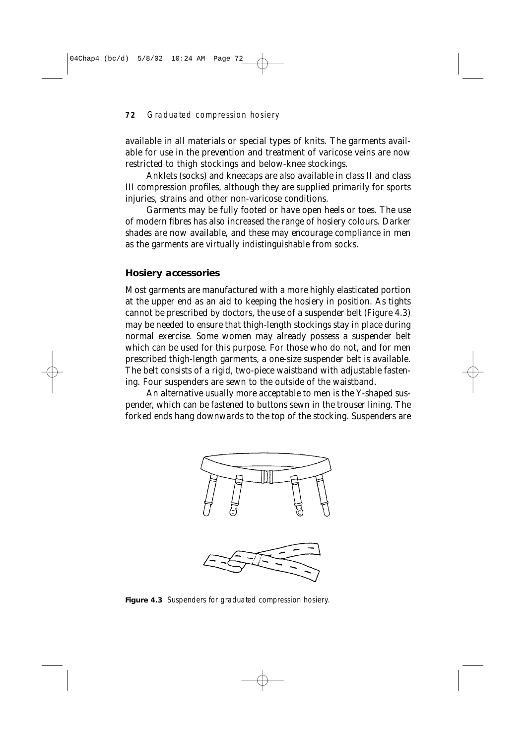available in all materials or special types of knits. The garments available for use in the prevention and treatment of varicose veins are now restricted to thigh stockings and below-knee stockings.

Anklets (socks) and kneecaps are also available in class II and class III compression profiles, although they are supplied primarily for sports injuries, strains and other non-varicose conditions.

Garments may be fully footed or have open heels or toes. The use of modern fibres has also increased the range of hosiery colours. Darker shades are now available, and these may encourage compliance in men as the garments are virtually indistinguishable from socks.

### Hosiery accessories

Most garments are manufactured with a more highly elasticated portion at the upper end as an aid to keeping the hosiery in position. As tights cannot be prescribed by doctors, the use of a suspender belt (Figure 4.3) may be needed to ensure that thigh-length stockings stay in place during normal exercise. Some women may already possess a suspender belt which can be used for this purpose. For those who do not, and for men prescribed thigh-length garments, a one-size suspender belt is available. The belt consists of a rigid, two-piece waistband with adjustable fastening. Four suspenders are sewn to the outside of the waistband.

An alternative usually more acceptable to men is the Y-shaped suspender, which can be fastened to buttons sewn in the trouser lining. The forked ends hang downwards to the top of the stocking. Suspenders are

**Figure 4.3** Suspenders for graduated compression hosiery.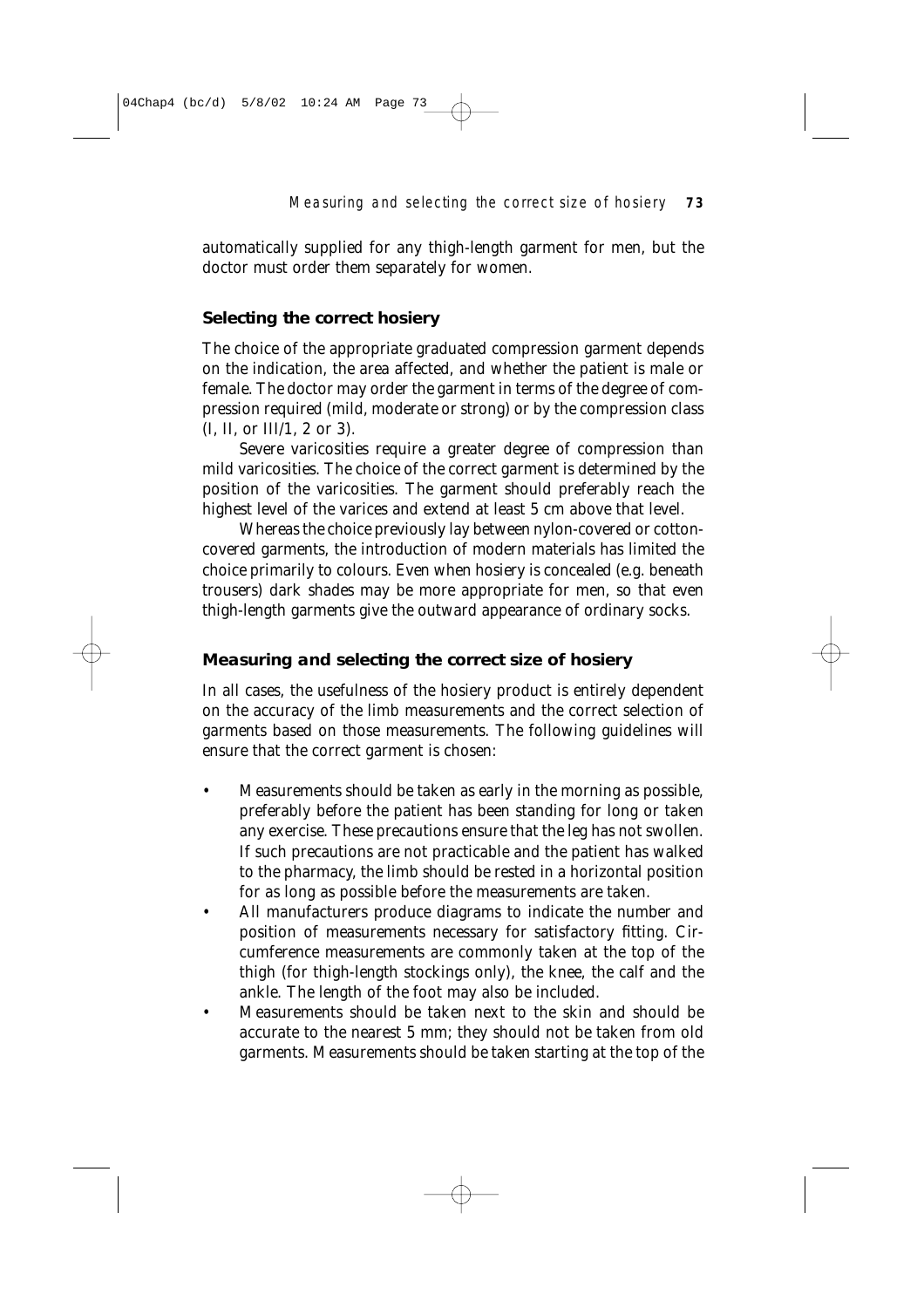automatically supplied for any thigh-length garment for men, but the doctor must order them separately for women.

## Selecting the correct hosiery

The choice of the appropriate graduated compression garment depends on the indication, the area affected, and whether the patient is male or female. The doctor may order the garment in terms of the degree of compression required (mild, moderate or strong) or by the compression class (I, II, or III/1, 2 or 3).

Severe varicosities require a greater degree of compression than mild varicosities. The choice of the correct garment is determined by the position of the varicosities. The garment should preferably reach the highest level of the varices and extend at least 5 cm above that level.

Whereas the choice previously lay between nylon-covered or cotton-covered garments, the introduction of modern materials has limited the choice primarily to colours. Even when hosiery is concealed (e.g. beneath trousers) dark shades may be more appropriate for men, so that even thigh-length garments give the outward appearance of ordinary socks.

## *Measuring and selecting the correct size of hosiery*

In all cases, the usefulness of the hosiery product is entirely dependent on the accuracy of the limb measurements and the correct selection of garments based on those measurements. The following guidelines will ensure that the correct garment is chosen:

- Measurements should be taken as early in the morning as possible, preferably before the patient has been standing for long or taken any exercise. These precautions ensure that the leg has not swollen. If such precautions are not practicable and the patient has walked to the pharmacy, the limb should be rested in a horizontal position for as long as possible before the measurements are taken.
- All manufacturers produce diagrams to indicate the number and position of measurements necessary for satisfactory fitting. Circumference measurements are commonly taken at the top of the thigh (for thigh-length stockings only), the knee, the calf and the ankle. The length of the foot may also be included.
- Measurements should be taken next to the skin and should be accurate to the nearest 5 mm; they should not be taken from old garments. Measurements should be taken starting at the top of the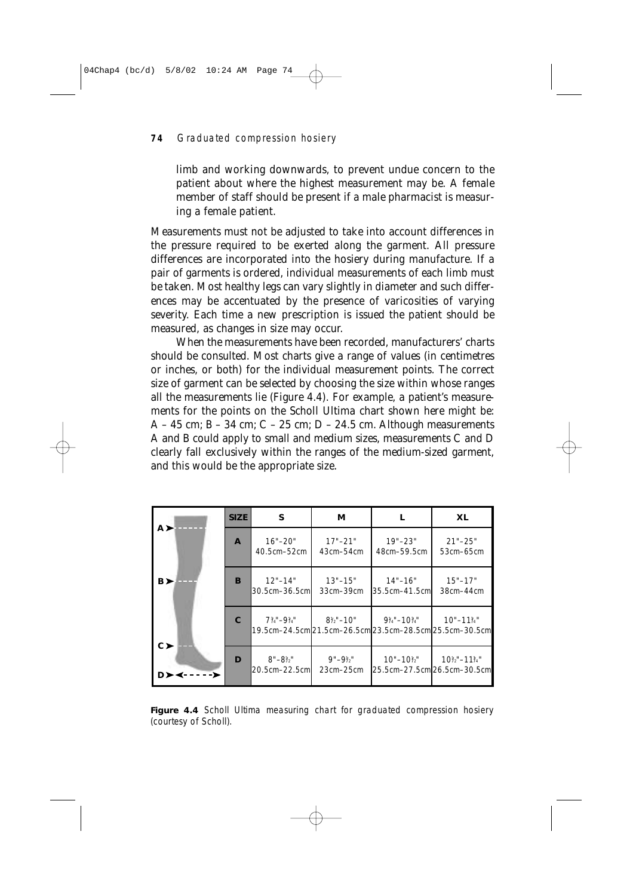limb and working downwards, to prevent undue concern to the patient about where the highest measurement may be. A female member of staff should be present if a male pharmacist is measuring a female patient.

Measurements must not be adjusted to take into account differences in the pressure required to be exerted along the garment. All pressure differences are incorporated into the hosiery during manufacture. If a pair of garments is ordered, individual measurements of each limb must be taken. Most healthy legs can vary slightly in diameter and such differences may be accentuated by the presence of varicosities of varying severity. Each time a new prescription is issued the patient should be measured, as changes in size may occur.

When the measurements have been recorded, manufacturers' charts should be consulted. Most charts give a range of values (in centimetres or inches, or both) for the individual measurement points. The correct size of garment can be selected by choosing the size within whose ranges all the measurements lie (Figure 4.4). For example, a patient's measurements for the points on the Scholl Ultima chart shown here might be: A – 45 cm; B – 34 cm; C – 25 cm; D – 24.5 cm. Although measurements A and B could apply to small and medium sizes, measurements C and D clearly fall exclusively within the ranges of the medium-sized garment, and this would be the appropriate size.

| SIZE | S | M | L | XL |
|---|---|---|---|---|
| A | 16"–20" 40.5cm–52cm | 17"–21" 43cm–54cm | 19"–23" 48cm–59.5cm | 21"–25" 53cm–65cm |
| B | 12"–14" 30.5cm–36.5cm | 13"–15" 33cm–39cm | 14"–16" 35.5cm–41.5cm | 15"–17" 38cm–44cm |
| C | 7¾"–9¾" 19.5cm–24.5cm | 8½"–10" 21.5cm–26.5cm | 9¼"–10¾" 23.5cm–28.5cm | 10"–11¾" 25.5cm–30.5cm |
| D | 8"–8½" 20.5cm–22.5cm | 9"–9½" 23cm–25cm | 10"–10½" 25.5cm–27.5cm | 10½"–11¾" 26.5cm–30.5cm |

**Figure 4.4** Scholl Ultima measuring chart for graduated compression hosiery (courtesy of Scholl).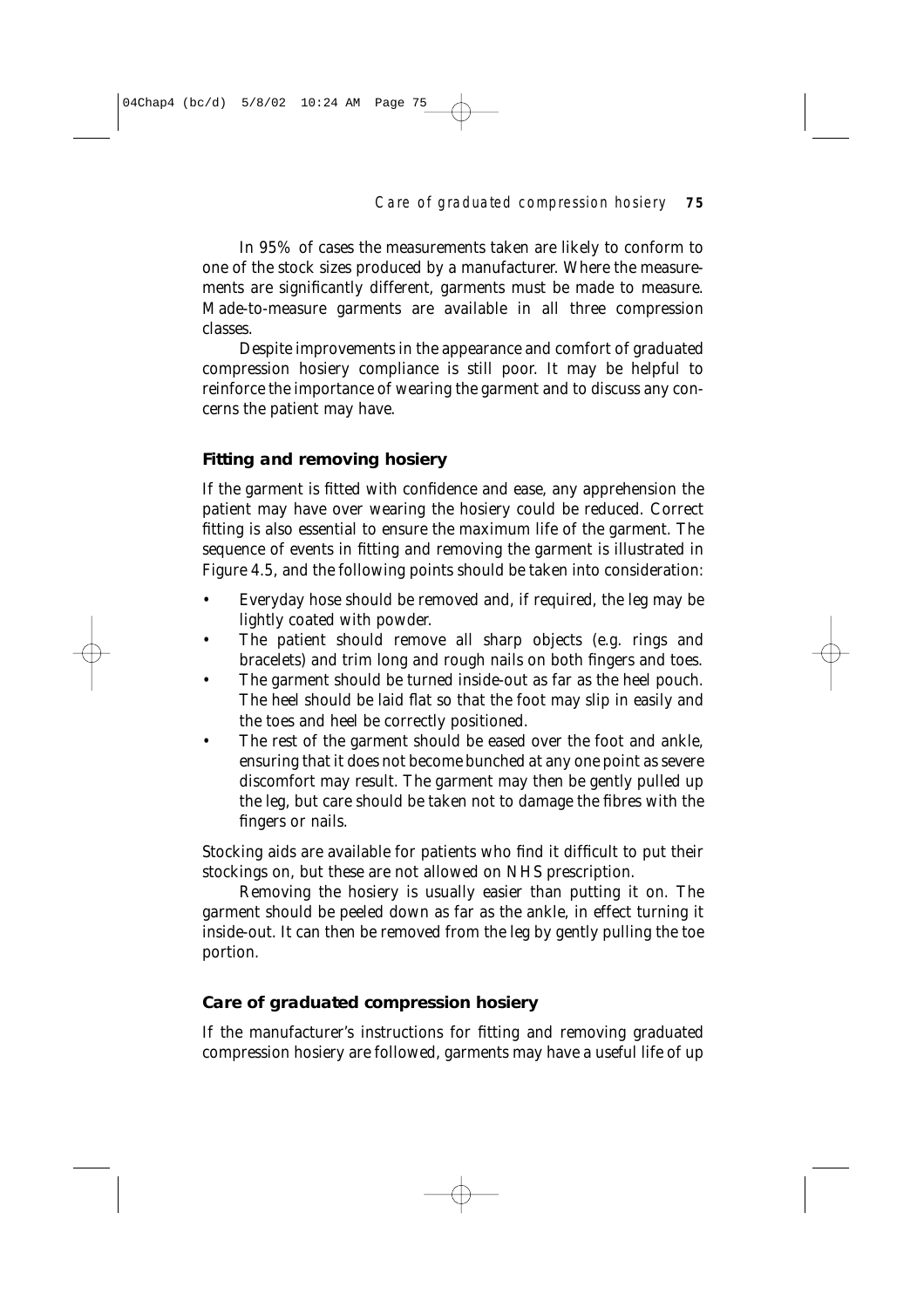In 95% of cases the measurements taken are likely to conform to one of the stock sizes produced by a manufacturer. Where the measurements are significantly different, garments must be made to measure. Made-to-measure garments are available in all three compression classes.

Despite improvements in the appearance and comfort of graduated compression hosiery compliance is still poor. It may be helpful to reinforce the importance of wearing the garment and to discuss any concerns the patient may have.

## Fitting and removing hosiery

If the garment is fitted with confidence and ease, any apprehension the patient may have over wearing the hosiery could be reduced. Correct fitting is also essential to ensure the maximum life of the garment. The sequence of events in fitting and removing the garment is illustrated in Figure 4.5, and the following points should be taken into consideration:

- Everyday hose should be removed and, if required, the leg may be lightly coated with powder.
- The patient should remove all sharp objects (e.g. rings and bracelets) and trim long and rough nails on both fingers and toes.
- The garment should be turned inside-out as far as the heel pouch. The heel should be laid flat so that the foot may slip in easily and the toes and heel be correctly positioned.
- The rest of the garment should be eased over the foot and ankle, ensuring that it does not become bunched at any one point as severe discomfort may result. The garment may then be gently pulled up the leg, but care should be taken not to damage the fibres with the fingers or nails.

Stocking aids are available for patients who find it difficult to put their stockings on, but these are not allowed on NHS prescription.

Removing the hosiery is usually easier than putting it on. The garment should be peeled down as far as the ankle, in effect turning it inside-out. It can then be removed from the leg by gently pulling the toe portion.

## Care of graduated compression hosiery

If the manufacturer's instructions for fitting and removing graduated compression hosiery are followed, garments may have a useful life of up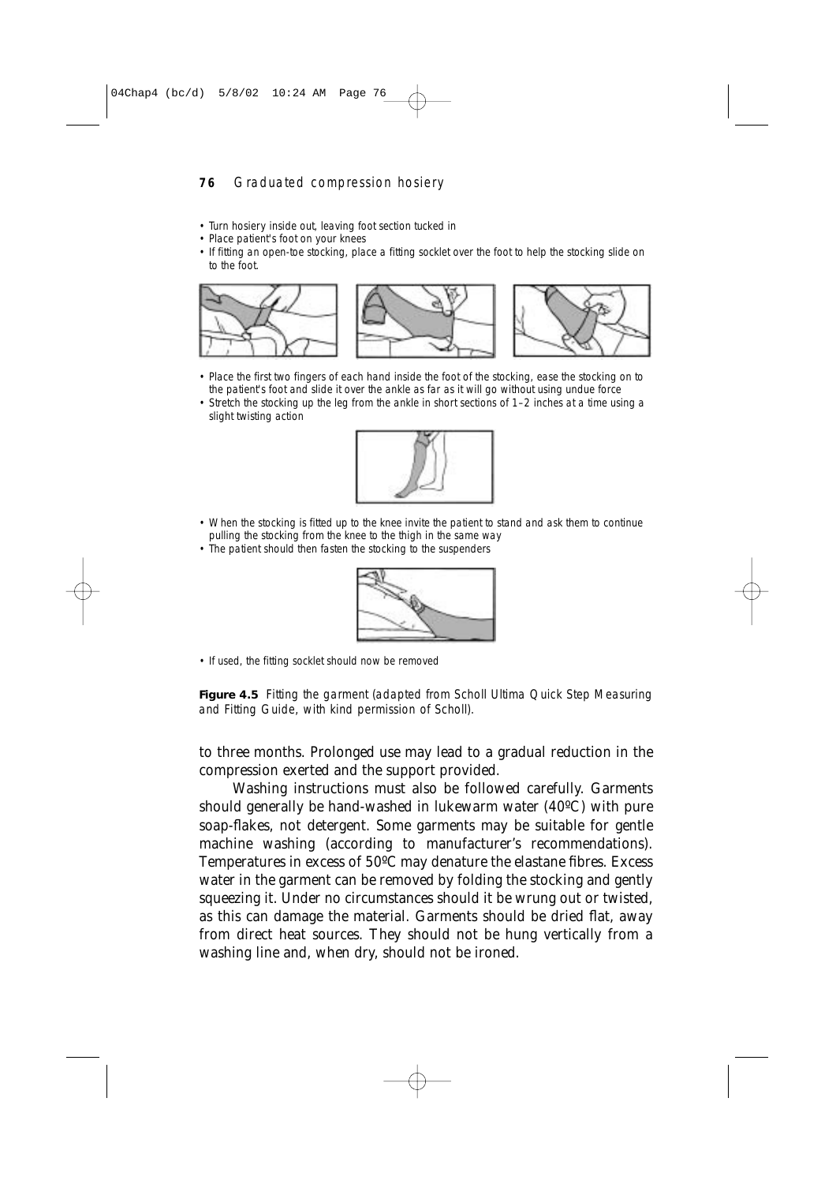- Turn hosiery inside out, leaving foot section tucked in
- Place patient's foot on your knees
- If fitting an open-toe stocking, place a fitting socklet over the foot to help the stocking slide on to the foot.

- Place the first two fingers of each hand inside the foot of the stocking, ease the stocking on to the patient's foot and slide it over the ankle as far as it will go without using undue force
- Stretch the stocking up the leg from the ankle in short sections of 1–2 inches at a time using a slight twisting action

- When the stocking is fitted up to the knee invite the patient to stand and ask them to continue pulling the stocking from the knee to the thigh in the same way
- The patient should then fasten the stocking to the suspenders

- If used, the fitting socklet should now be removed

**Figure 4.5** Fitting the garment (adapted from Scholl Ultima Quick Step Measuring and Fitting Guide, with kind permission of Scholl).

to three months. Prolonged use may lead to a gradual reduction in the compression exerted and the support provided.

Washing instructions must also be followed carefully. Garments should generally be hand-washed in lukewarm water (40ºC) with pure soap-flakes, not detergent. Some garments may be suitable for gentle machine washing (according to manufacturer's recommendations). Temperatures in excess of 50ºC may denature the elastane fibres. Excess water in the garment can be removed by folding the stocking and gently squeezing it. Under no circumstances should it be wrung out or twisted, as this can damage the material. Garments should be dried flat, away from direct heat sources. They should not be hung vertically from a washing line and, when dry, should not be ironed.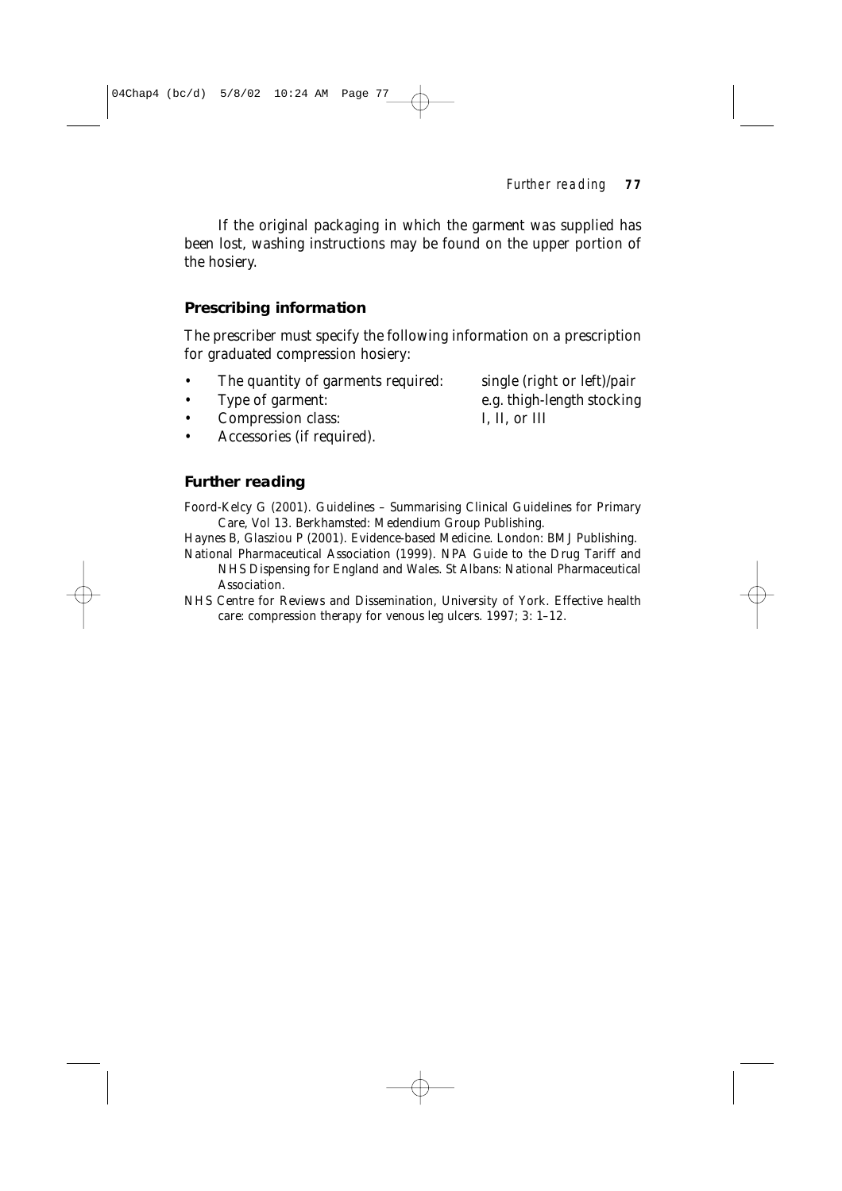If the original packaging in which the garment was supplied has been lost, washing instructions may be found on the upper portion of the hosiery.

## Prescribing information

The prescriber must specify the following information on a prescription for graduated compression hosiery:

- The quantity of garments required: single (right or left)/pair
- Type of garment: e.g. thigh-length stocking
- Compression class: I, II, or III
- Accessories (if required).

## Further reading

Foord-Kelcy G (2001). *Guidelines – Summarising Clinical Guidelines for Primary Care*, Vol 13. Berkhamsted: Medendium Group Publishing.

Haynes B, Glasziou P (2001). *Evidence-based Medicine*. London: BMJ Publishing.

National Pharmaceutical Association (1999). *NPA Guide to the Drug Tariff and NHS Dispensing for England and Wales*. St Albans: National Pharmaceutical Association.

NHS Centre for Reviews and Dissemination, University of York. Effective health care: compression therapy for venous leg ulcers. 1997; 3: 1–12.